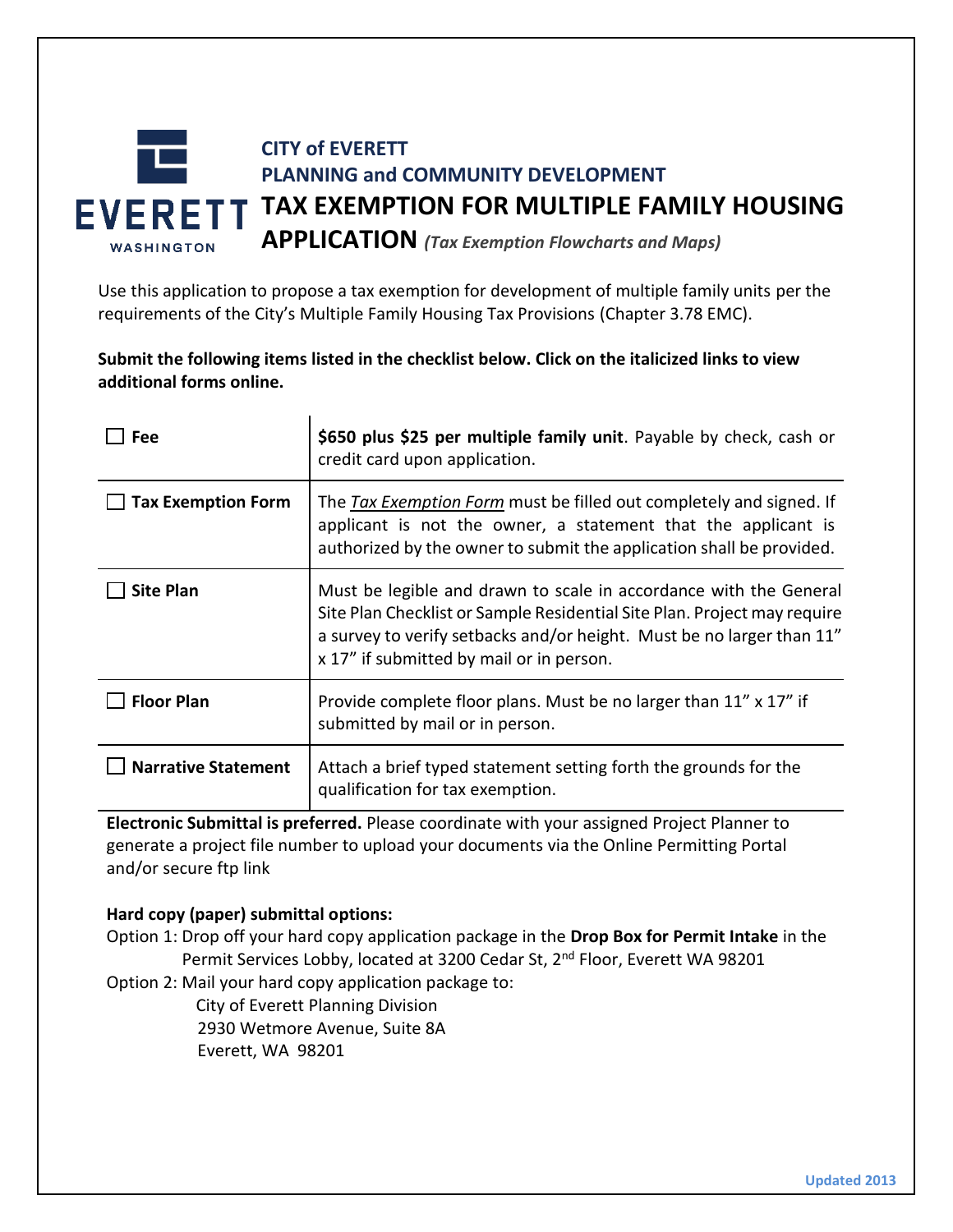**CITY of EVERETT**
**PLANNING and COMMUNITY DEVELOPMENT**

# TAX EXEMPTION FOR MULTIPLE FAMILY HOUSING APPLICATION *(Tax Exemption Flowcharts and Maps)*

Use this application to propose a tax exemption for development of multiple family units per the requirements of the City's Multiple Family Housing Tax Provisions (Chapter 3.78 EMC).

**Submit the following items listed in the checklist below. Click on the italicized links to view additional forms online.**

| Item | Description |
|---|---|
| ☐ **Fee** | **$650 plus $25 per multiple family unit**. Payable by check, cash or credit card upon application. |
| ☐ **Tax Exemption Form** | The *Tax Exemption Form* must be filled out completely and signed. If applicant is not the owner, a statement that the applicant is authorized by the owner to submit the application shall be provided. |
| ☐ **Site Plan** | Must be legible and drawn to scale in accordance with the General Site Plan Checklist or Sample Residential Site Plan. Project may require a survey to verify setbacks and/or height. Must be no larger than 11" x 17" if submitted by mail or in person. |
| ☐ **Floor Plan** | Provide complete floor plans. Must be no larger than 11" x 17" if submitted by mail or in person. |
| ☐ **Narrative Statement** | Attach a brief typed statement setting forth the grounds for the qualification for tax exemption. |

**Electronic Submittal is preferred.** Please coordinate with your assigned Project Planner to generate a project file number to upload your documents via the Online Permitting Portal and/or secure ftp link

**Hard copy (paper) submittal options:**

Option 1: Drop off your hard copy application package in the **Drop Box for Permit Intake** in the Permit Services Lobby, located at 3200 Cedar St, 2nd Floor, Everett WA 98201

Option 2: Mail your hard copy application package to:
City of Everett Planning Division
2930 Wetmore Avenue, Suite 8A
Everett, WA 98201

Updated 2013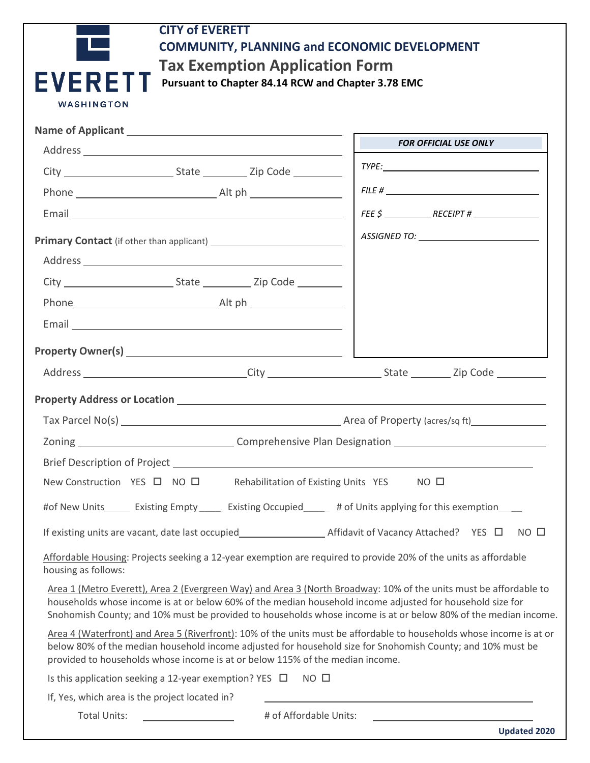**CITY of EVERETT**
**COMMUNITY, PLANNING and ECONOMIC DEVELOPMENT**

# Tax Exemption Application Form

**Pursuant to Chapter 84.14 RCW and Chapter 3.78 EMC**

| *FOR OFFICIAL USE ONLY* |
|---|
| *TYPE:* ____________ |
| *FILE #* ____________ |
| *FEE $* ________ *RECEIPT #* ________ |
| *ASSIGNED TO:* ____________ |

**Name of Applicant** ______________________________

Address ______________________________

City ____________ State ________ Zip Code ________

Phone ____________ Alt ph ____________

Email ______________________________

**Primary Contact** (if other than applicant) ______________________________

Address ______________________________

City ____________ State ________ Zip Code ________

Phone ____________ Alt ph ____________

Email ______________________________

**Property Owner(s)** ______________________________

Address ____________ City ____________ State ________ Zip Code ________

**Property Address or Location** ______________________________

Tax Parcel No(s) ____________ Area of Property (acres/sq ft) ____________

Zoning ____________ Comprehensive Plan Designation ____________

Brief Description of Project ______________________________

New Construction YES ☐ NO ☐ Rehabilitation of Existing Units YES NO ☐

#of New Units_____ Existing Empty_____ Existing Occupied_____ # of Units applying for this exemption_____

If existing units are vacant, date last occupied____________ Affidavit of Vacancy Attached? YES ☐ NO ☐

Affordable Housing: Projects seeking a 12-year exemption are required to provide 20% of the units as affordable housing as follows:

Area 1 (Metro Everett), Area 2 (Evergreen Way) and Area 3 (North Broadway): 10% of the units must be affordable to households whose income is at or below 60% of the median household income adjusted for household size for Snohomish County; and 10% must be provided to households whose income is at or below 80% of the median income.

Area 4 (Waterfront) and Area 5 (Riverfront): 10% of the units must be affordable to households whose income is at or below 80% of the median household income adjusted for household size for Snohomish County; and 10% must be provided to households whose income is at or below 115% of the median income.

Is this application seeking a 12-year exemption? YES ☐ NO ☐

If, Yes, which area is the project located in? ______________________________

Total Units: ____________ # of Affordable Units: ____________

Updated 2020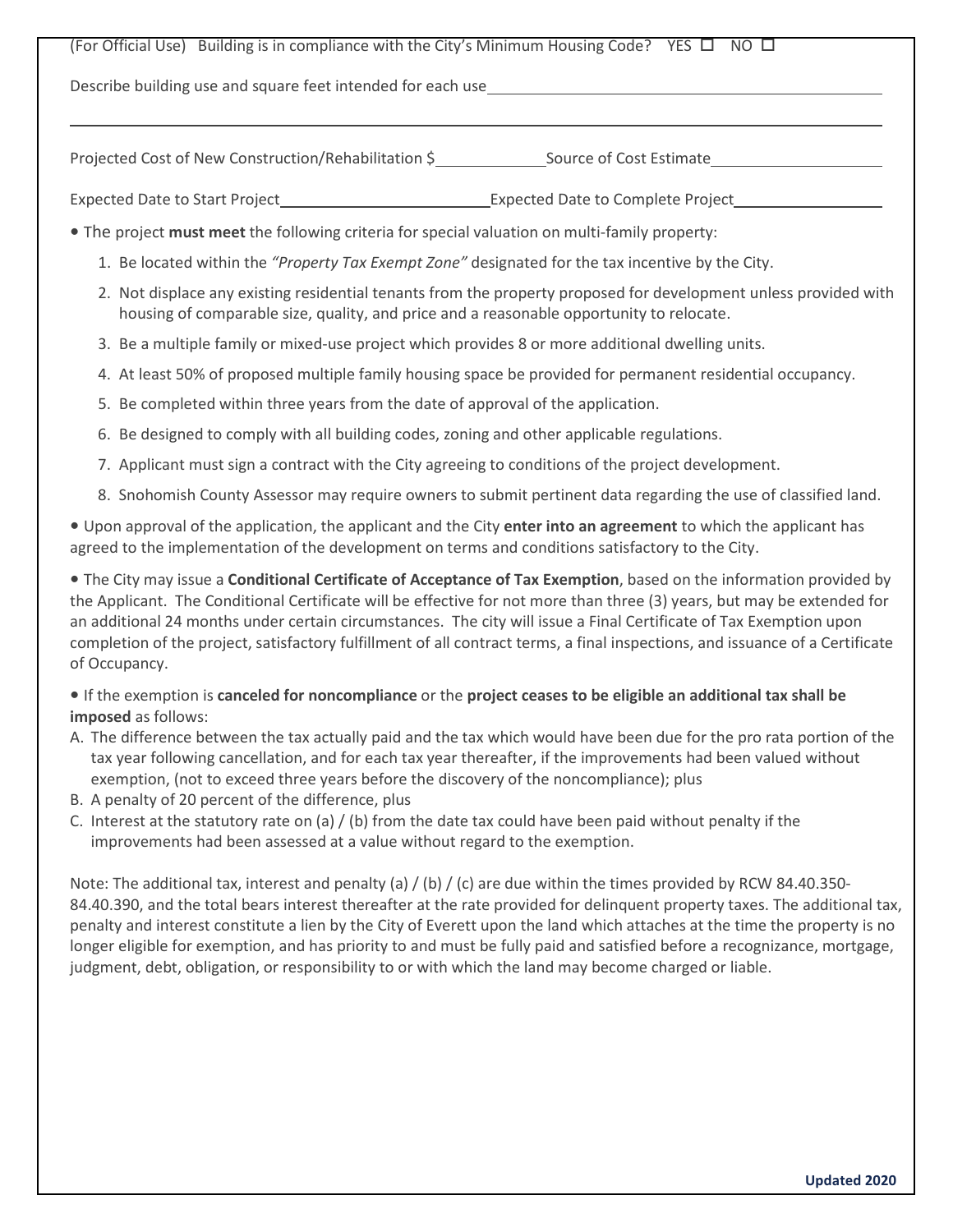(For Official Use) Building is in compliance with the City's Minimum Housing Code? YES ☐ NO ☐

Describe building use and square feet intended for each use \_\_\_\_\_\_\_\_\_\_\_\_\_\_\_\_\_\_\_\_\_\_\_\_\_\_\_\_\_\_\_\_\_\_\_\_\_\_\_\_

\_\_\_\_\_\_\_\_\_\_\_\_\_\_\_\_\_\_\_\_\_\_\_\_\_\_\_\_\_\_\_\_\_\_\_\_\_\_\_\_\_\_\_\_\_\_\_\_\_\_\_\_\_\_\_\_\_\_\_\_\_\_\_\_\_\_\_\_\_\_\_\_\_\_\_\_\_\_

Projected Cost of New Construction/Rehabilitation $\_\_\_\_\_\_\_\_\_\_\_\_ Source of Cost Estimate \_\_\_\_\_\_\_\_\_\_\_\_\_\_\_\_\_\_

Expected Date to Start Project \_\_\_\_\_\_\_\_\_\_\_\_\_\_\_\_\_\_\_\_\_\_ Expected Date to Complete Project \_\_\_\_\_\_\_\_\_\_\_\_\_\_\_\_\_

- The project **must meet** the following criteria for special valuation on multi-family property:

1. Be located within the *"Property Tax Exempt Zone"* designated for the tax incentive by the City.
2. Not displace any existing residential tenants from the property proposed for development unless provided with housing of comparable size, quality, and price and a reasonable opportunity to relocate.
3. Be a multiple family or mixed-use project which provides 8 or more additional dwelling units.
4. At least 50% of proposed multiple family housing space be provided for permanent residential occupancy.
5. Be completed within three years from the date of approval of the application.
6. Be designed to comply with all building codes, zoning and other applicable regulations.
7. Applicant must sign a contract with the City agreeing to conditions of the project development.
8. Snohomish County Assessor may require owners to submit pertinent data regarding the use of classified land.

- Upon approval of the application, the applicant and the City **enter into an agreement** to which the applicant has agreed to the implementation of the development on terms and conditions satisfactory to the City.

- The City may issue a **Conditional Certificate of Acceptance of Tax Exemption**, based on the information provided by the Applicant. The Conditional Certificate will be effective for not more than three (3) years, but may be extended for an additional 24 months under certain circumstances. The city will issue a Final Certificate of Tax Exemption upon completion of the project, satisfactory fulfillment of all contract terms, a final inspections, and issuance of a Certificate of Occupancy.

- If the exemption is **canceled for noncompliance** or the **project ceases to be eligible an additional tax shall be imposed** as follows:

A. The difference between the tax actually paid and the tax which would have been due for the pro rata portion of the tax year following cancellation, and for each tax year thereafter, if the improvements had been valued without exemption, (not to exceed three years before the discovery of the noncompliance); plus
B. A penalty of 20 percent of the difference, plus
C. Interest at the statutory rate on (a) / (b) from the date tax could have been paid without penalty if the improvements had been assessed at a value without regard to the exemption.

Note: The additional tax, interest and penalty (a) / (b) / (c) are due within the times provided by RCW 84.40.350-84.40.390, and the total bears interest thereafter at the rate provided for delinquent property taxes. The additional tax, penalty and interest constitute a lien by the City of Everett upon the land which attaches at the time the property is no longer eligible for exemption, and has priority to and must be fully paid and satisfied before a recognizance, mortgage, judgment, debt, obligation, or responsibility to or with which the land may become charged or liable.

**Updated 2020**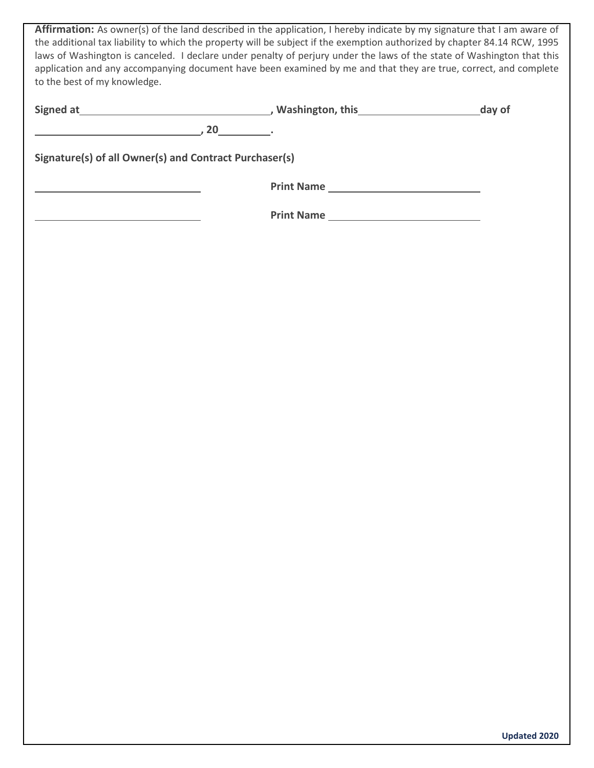**Affirmation:** As owner(s) of the land described in the application, I hereby indicate by my signature that I am aware of the additional tax liability to which the property will be subject if the exemption authorized by chapter 84.14 RCW, 1995 laws of Washington is canceled. I declare under penalty of perjury under the laws of the state of Washington that this application and any accompanying document have been examined by me and that they are true, correct, and complete to the best of my knowledge.

**Signed at \_\_\_\_\_\_\_\_\_\_\_\_\_\_\_\_\_\_\_\_\_\_\_\_\_\_\_\_\_\_, Washington, this \_\_\_\_\_\_\_\_\_\_\_\_\_\_\_\_\_\_\_\_ day of \_\_\_\_\_\_\_\_\_\_\_\_\_\_\_\_\_\_\_\_\_\_\_\_\_\_\_, 20\_\_\_\_\_\_\_\_.**

**Signature(s) of all Owner(s) and Contract Purchaser(s)**

\_\_\_\_\_\_\_\_\_\_\_\_\_\_\_\_\_\_\_\_\_\_\_\_\_\_\_\_ **Print Name** \_\_\_\_\_\_\_\_\_\_\_\_\_\_\_\_\_\_\_\_\_\_\_\_\_\_\_\_

\_\_\_\_\_\_\_\_\_\_\_\_\_\_\_\_\_\_\_\_\_\_\_\_\_\_\_\_ **Print Name** \_\_\_\_\_\_\_\_\_\_\_\_\_\_\_\_\_\_\_\_\_\_\_\_\_\_\_\_

**Updated 2020**